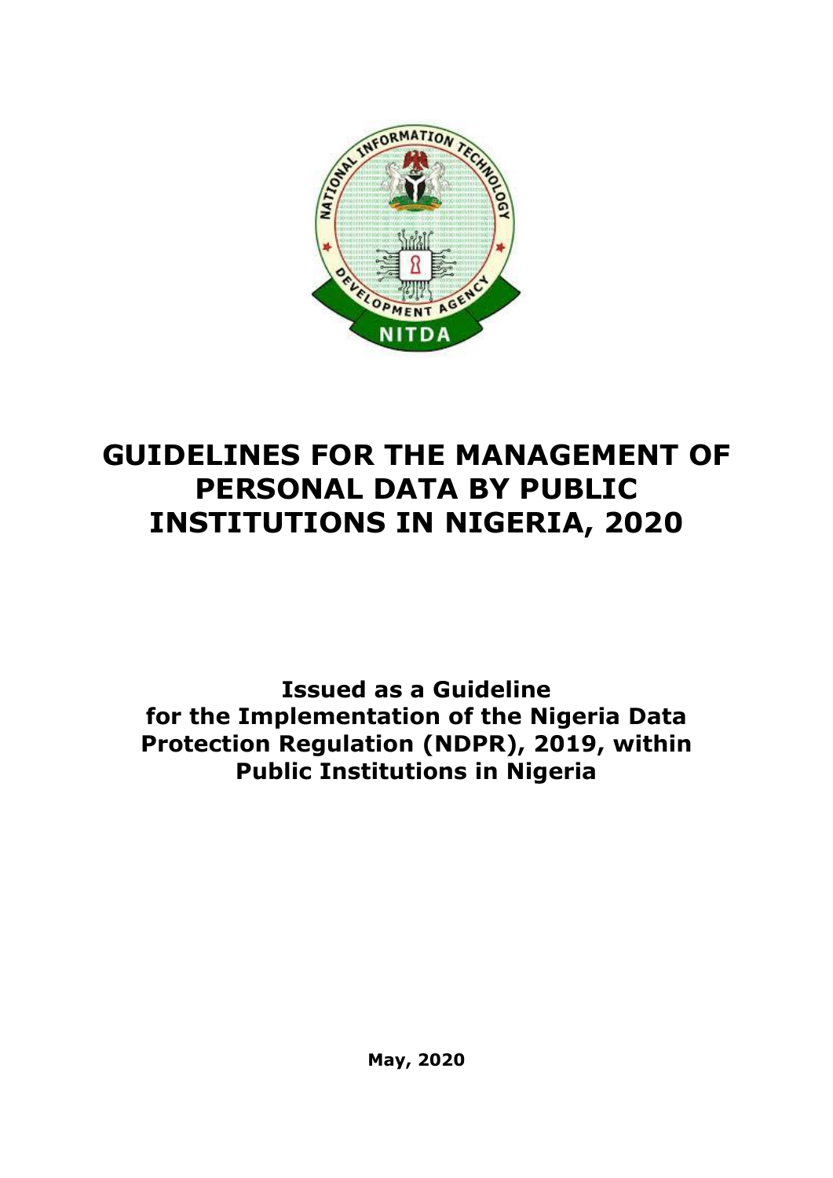# GUIDELINES FOR THE MANAGEMENT OF PERSONAL DATA BY PUBLIC INSTITUTIONS IN NIGERIA, 2020

**Issued as a Guideline for the Implementation of the Nigeria Data Protection Regulation (NDPR), 2019, within Public Institutions in Nigeria**

**May, 2020**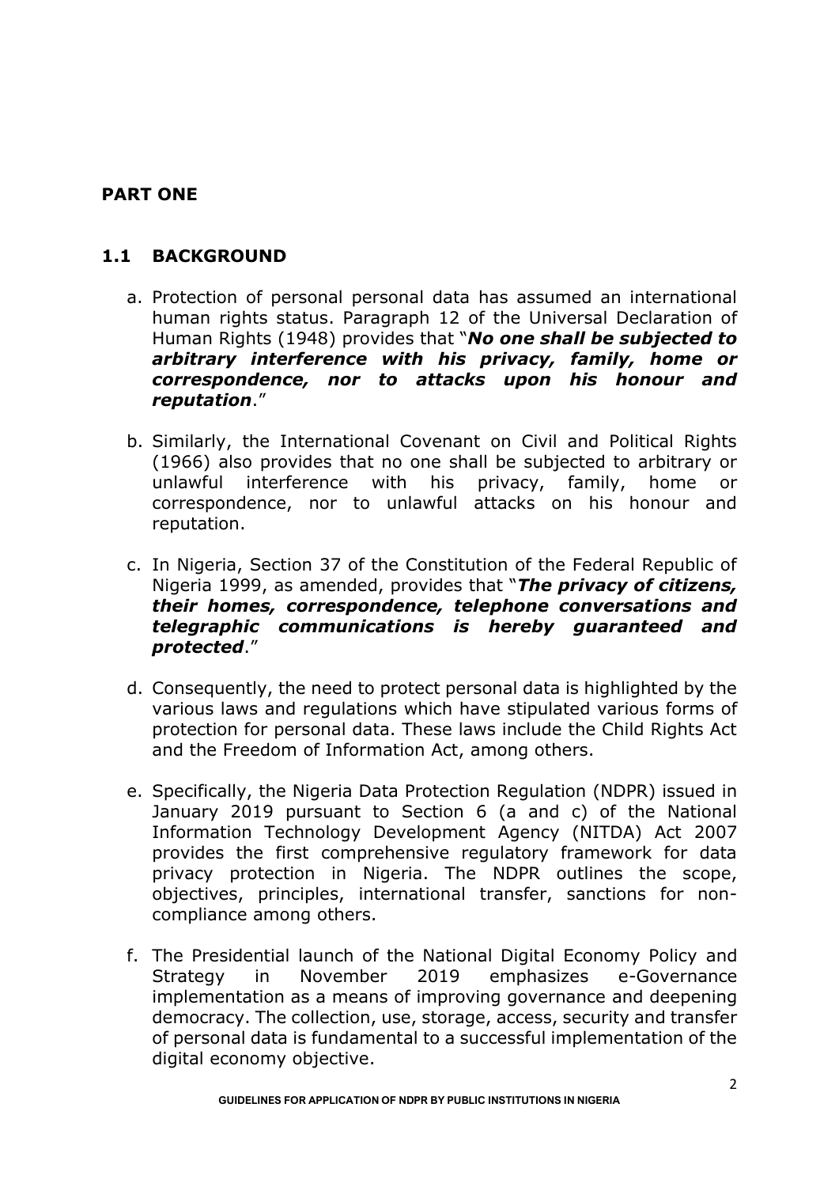## PART ONE

### 1.1 BACKGROUND

a. Protection of personal personal data has assumed an international human rights status. Paragraph 12 of the Universal Declaration of Human Rights (1948) provides that "***No one shall be subjected to arbitrary interference with his privacy, family, home or correspondence, nor to attacks upon his honour and reputation***."

b. Similarly, the International Covenant on Civil and Political Rights (1966) also provides that no one shall be subjected to arbitrary or unlawful interference with his privacy, family, home or correspondence, nor to unlawful attacks on his honour and reputation.

c. In Nigeria, Section 37 of the Constitution of the Federal Republic of Nigeria 1999, as amended, provides that "***The privacy of citizens, their homes, correspondence, telephone conversations and telegraphic communications is hereby guaranteed and protected***."

d. Consequently, the need to protect personal data is highlighted by the various laws and regulations which have stipulated various forms of protection for personal data. These laws include the Child Rights Act and the Freedom of Information Act, among others.

e. Specifically, the Nigeria Data Protection Regulation (NDPR) issued in January 2019 pursuant to Section 6 (a and c) of the National Information Technology Development Agency (NITDA) Act 2007 provides the first comprehensive regulatory framework for data privacy protection in Nigeria. The NDPR outlines the scope, objectives, principles, international transfer, sanctions for non-compliance among others.

f. The Presidential launch of the National Digital Economy Policy and Strategy in November 2019 emphasizes e-Governance implementation as a means of improving governance and deepening democracy. The collection, use, storage, access, security and transfer of personal data is fundamental to a successful implementation of the digital economy objective.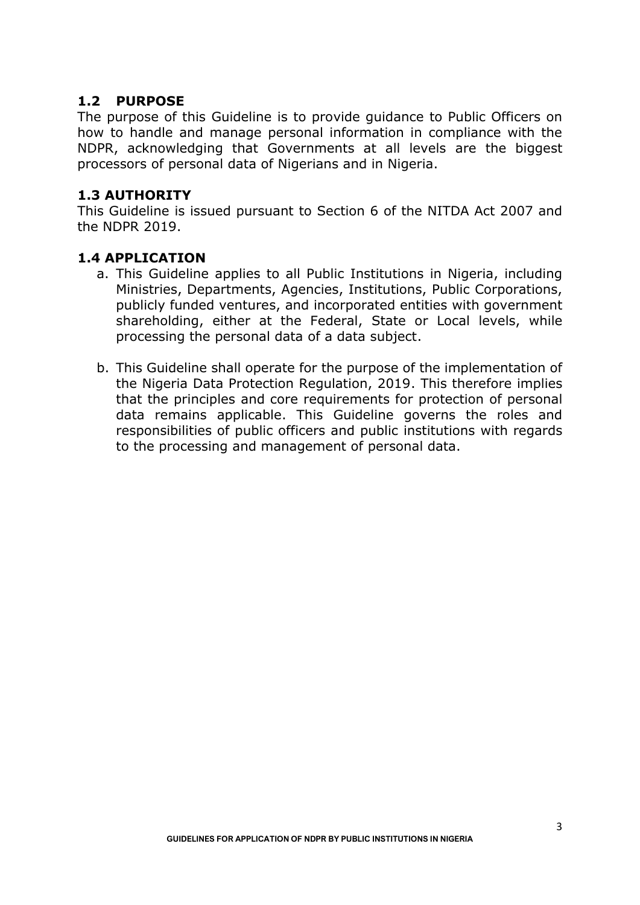## 1.2 PURPOSE

The purpose of this Guideline is to provide guidance to Public Officers on how to handle and manage personal information in compliance with the NDPR, acknowledging that Governments at all levels are the biggest processors of personal data of Nigerians and in Nigeria.

## 1.3 AUTHORITY

This Guideline is issued pursuant to Section 6 of the NITDA Act 2007 and the NDPR 2019.

## 1.4 APPLICATION

a. This Guideline applies to all Public Institutions in Nigeria, including Ministries, Departments, Agencies, Institutions, Public Corporations, publicly funded ventures, and incorporated entities with government shareholding, either at the Federal, State or Local levels, while processing the personal data of a data subject.

b. This Guideline shall operate for the purpose of the implementation of the Nigeria Data Protection Regulation, 2019. This therefore implies that the principles and core requirements for protection of personal data remains applicable. This Guideline governs the roles and responsibilities of public officers and public institutions with regards to the processing and management of personal data.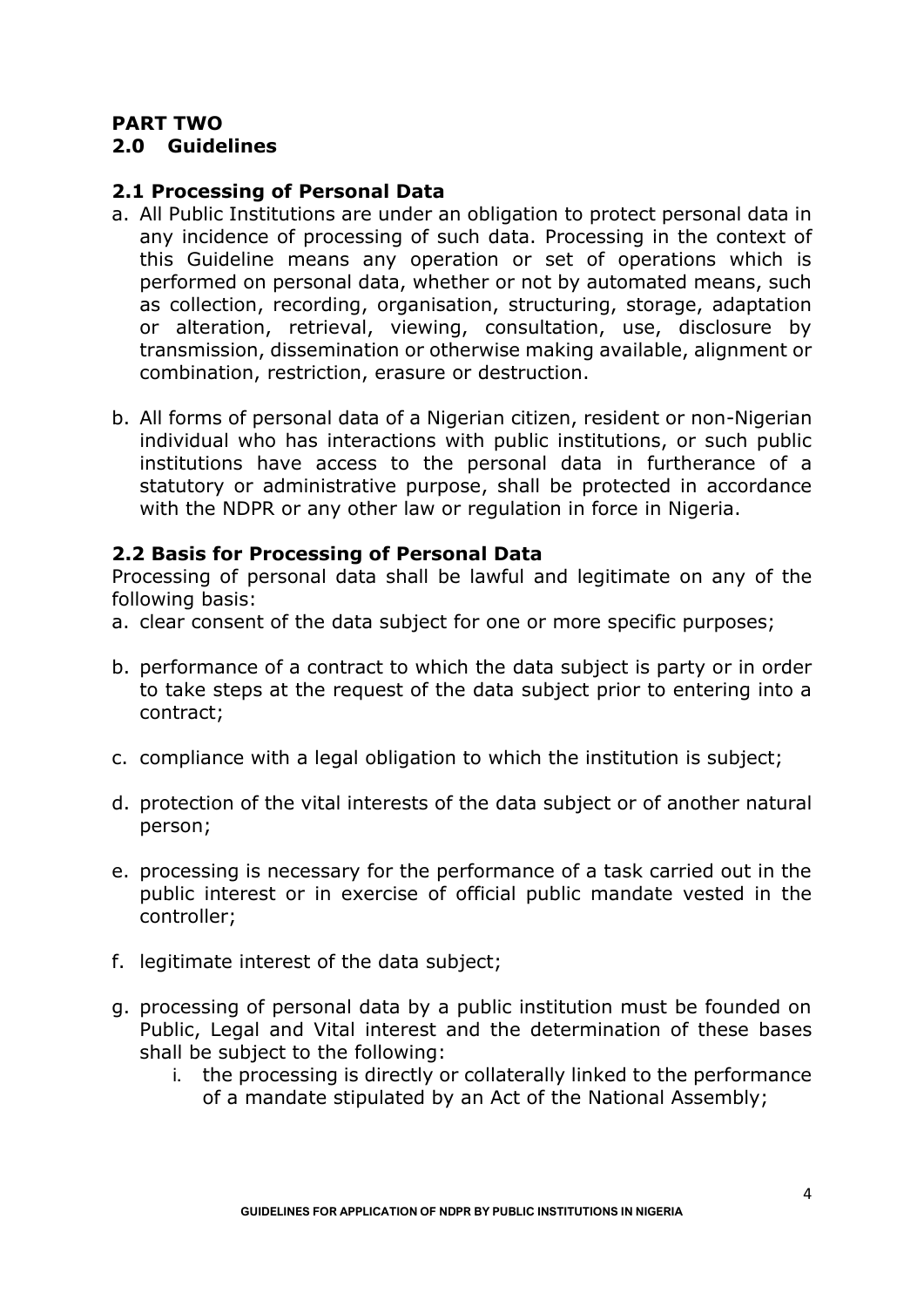## PART TWO

## 2.0 Guidelines

### 2.1 Processing of Personal Data

a. All Public Institutions are under an obligation to protect personal data in any incidence of processing of such data. Processing in the context of this Guideline means any operation or set of operations which is performed on personal data, whether or not by automated means, such as collection, recording, organisation, structuring, storage, adaptation or alteration, retrieval, viewing, consultation, use, disclosure by transmission, dissemination or otherwise making available, alignment or combination, restriction, erasure or destruction.

b. All forms of personal data of a Nigerian citizen, resident or non-Nigerian individual who has interactions with public institutions, or such public institutions have access to the personal data in furtherance of a statutory or administrative purpose, shall be protected in accordance with the NDPR or any other law or regulation in force in Nigeria.

### 2.2 Basis for Processing of Personal Data

Processing of personal data shall be lawful and legitimate on any of the following basis:

a. clear consent of the data subject for one or more specific purposes;

b. performance of a contract to which the data subject is party or in order to take steps at the request of the data subject prior to entering into a contract;

c. compliance with a legal obligation to which the institution is subject;

d. protection of the vital interests of the data subject or of another natural person;

e. processing is necessary for the performance of a task carried out in the public interest or in exercise of official public mandate vested in the controller;

f. legitimate interest of the data subject;

g. processing of personal data by a public institution must be founded on Public, Legal and Vital interest and the determination of these bases shall be subject to the following:
   i. the processing is directly or collaterally linked to the performance of a mandate stipulated by an Act of the National Assembly;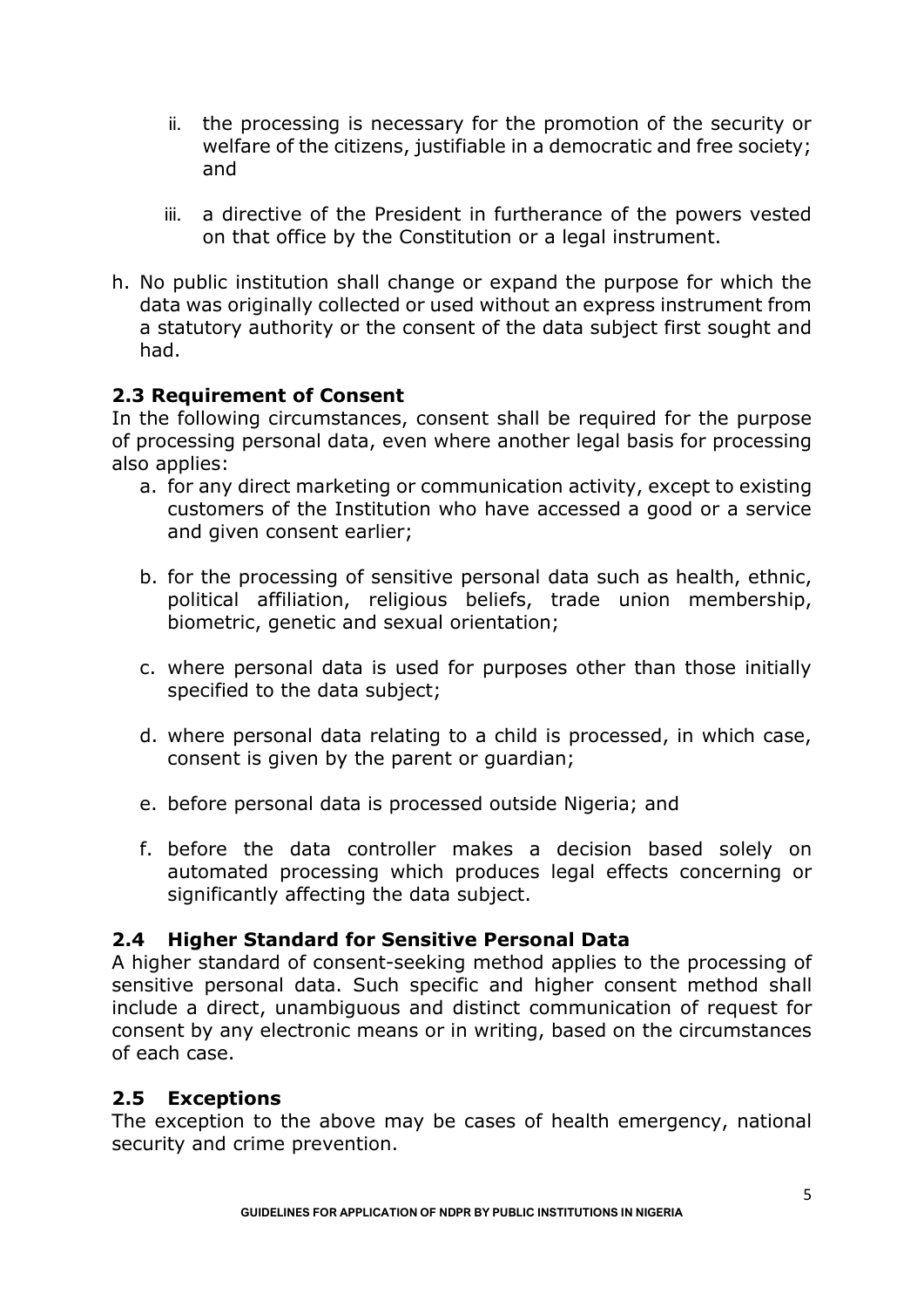ii. the processing is necessary for the promotion of the security or welfare of the citizens, justifiable in a democratic and free society; and

iii. a directive of the President in furtherance of the powers vested on that office by the Constitution or a legal instrument.

h. No public institution shall change or expand the purpose for which the data was originally collected or used without an express instrument from a statutory authority or the consent of the data subject first sought and had.

### 2.3 Requirement of Consent

In the following circumstances, consent shall be required for the purpose of processing personal data, even where another legal basis for processing also applies:

a. for any direct marketing or communication activity, except to existing customers of the Institution who have accessed a good or a service and given consent earlier;

b. for the processing of sensitive personal data such as health, ethnic, political affiliation, religious beliefs, trade union membership, biometric, genetic and sexual orientation;

c. where personal data is used for purposes other than those initially specified to the data subject;

d. where personal data relating to a child is processed, in which case, consent is given by the parent or guardian;

e. before personal data is processed outside Nigeria; and

f. before the data controller makes a decision based solely on automated processing which produces legal effects concerning or significantly affecting the data subject.

### 2.4 Higher Standard for Sensitive Personal Data

A higher standard of consent-seeking method applies to the processing of sensitive personal data. Such specific and higher consent method shall include a direct, unambiguous and distinct communication of request for consent by any electronic means or in writing, based on the circumstances of each case.

### 2.5 Exceptions

The exception to the above may be cases of health emergency, national security and crime prevention.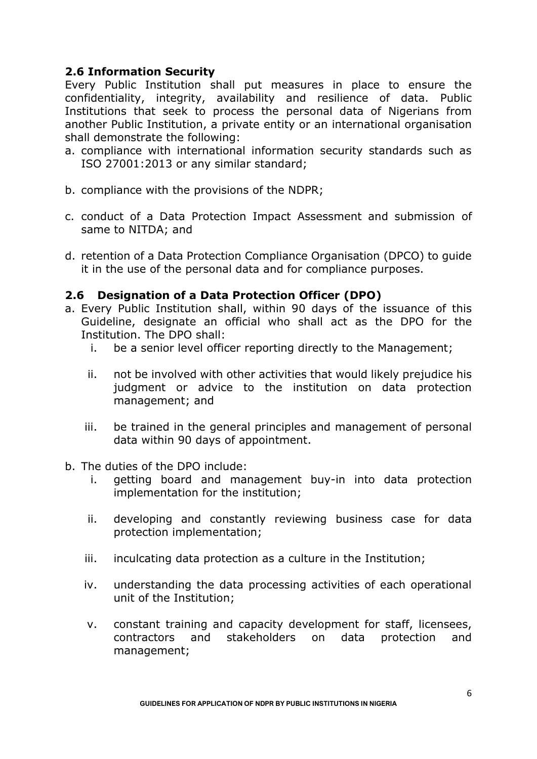### 2.6 Information Security

Every Public Institution shall put measures in place to ensure the confidentiality, integrity, availability and resilience of data. Public Institutions that seek to process the personal data of Nigerians from another Public Institution, a private entity or an international organisation shall demonstrate the following:

a. compliance with international information security standards such as ISO 27001:2013 or any similar standard;

b. compliance with the provisions of the NDPR;

c. conduct of a Data Protection Impact Assessment and submission of same to NITDA; and

d. retention of a Data Protection Compliance Organisation (DPCO) to guide it in the use of the personal data and for compliance purposes.

### 2.6 Designation of a Data Protection Officer (DPO)

a. Every Public Institution shall, within 90 days of the issuance of this Guideline, designate an official who shall act as the DPO for the Institution. The DPO shall:

   i. be a senior level officer reporting directly to the Management;

   ii. not be involved with other activities that would likely prejudice his judgment or advice to the institution on data protection management; and

   iii. be trained in the general principles and management of personal data within 90 days of appointment.

b. The duties of the DPO include:

   i. getting board and management buy-in into data protection implementation for the institution;

   ii. developing and constantly reviewing business case for data protection implementation;

   iii. inculcating data protection as a culture in the Institution;

   iv. understanding the data processing activities of each operational unit of the Institution;

   v. constant training and capacity development for staff, licensees, contractors and stakeholders on data protection and management;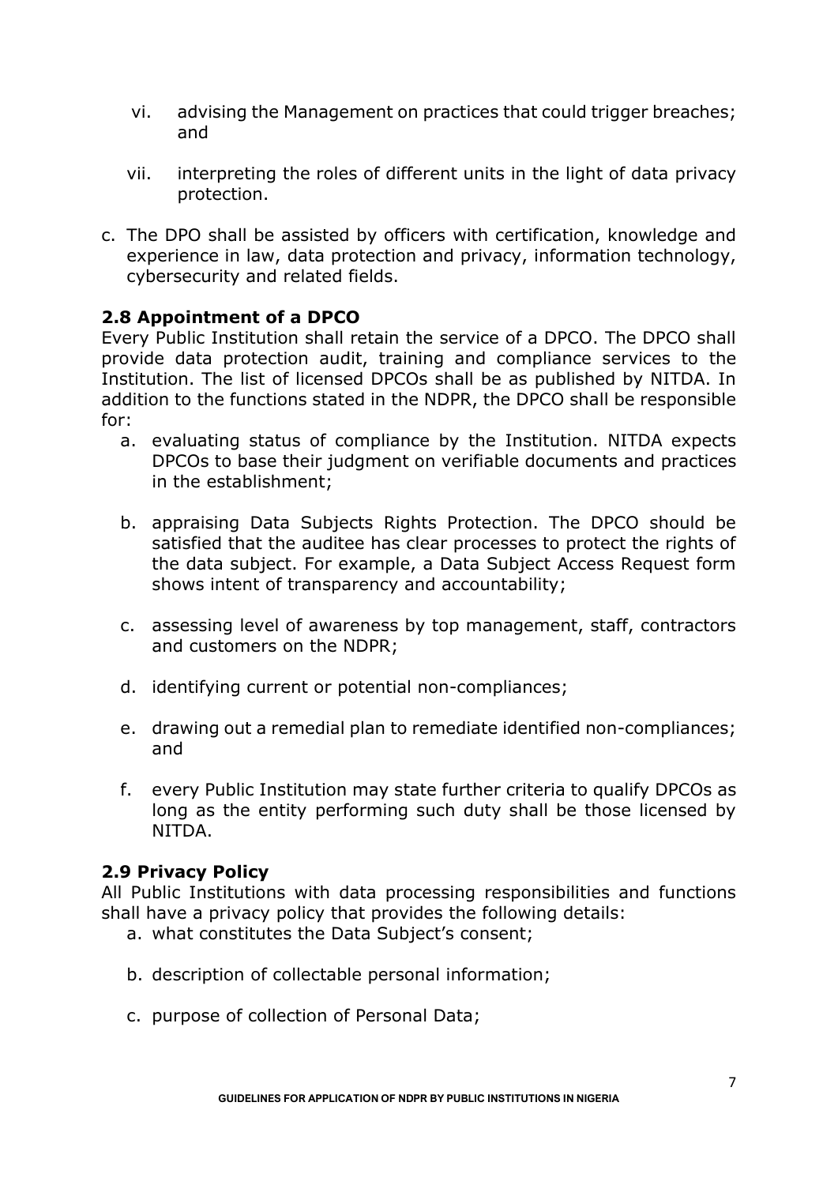vi. advising the Management on practices that could trigger breaches; and

vii. interpreting the roles of different units in the light of data privacy protection.

c. The DPO shall be assisted by officers with certification, knowledge and experience in law, data protection and privacy, information technology, cybersecurity and related fields.

### 2.8 Appointment of a DPCO

Every Public Institution shall retain the service of a DPCO. The DPCO shall provide data protection audit, training and compliance services to the Institution. The list of licensed DPCOs shall be as published by NITDA. In addition to the functions stated in the NDPR, the DPCO shall be responsible for:

a. evaluating status of compliance by the Institution. NITDA expects DPCOs to base their judgment on verifiable documents and practices in the establishment;

b. appraising Data Subjects Rights Protection. The DPCO should be satisfied that the auditee has clear processes to protect the rights of the data subject. For example, a Data Subject Access Request form shows intent of transparency and accountability;

c. assessing level of awareness by top management, staff, contractors and customers on the NDPR;

d. identifying current or potential non-compliances;

e. drawing out a remedial plan to remediate identified non-compliances; and

f. every Public Institution may state further criteria to qualify DPCOs as long as the entity performing such duty shall be those licensed by NITDA.

### 2.9 Privacy Policy

All Public Institutions with data processing responsibilities and functions shall have a privacy policy that provides the following details:

a. what constitutes the Data Subject's consent;

b. description of collectable personal information;

c. purpose of collection of Personal Data;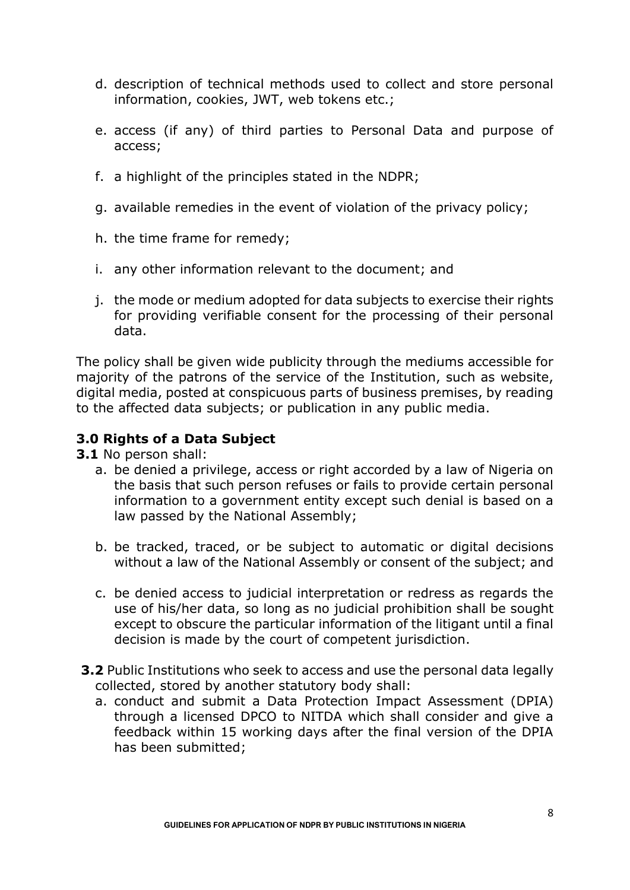d. description of technical methods used to collect and store personal information, cookies, JWT, web tokens etc.;

e. access (if any) of third parties to Personal Data and purpose of access;

f. a highlight of the principles stated in the NDPR;

g. available remedies in the event of violation of the privacy policy;

h. the time frame for remedy;

i. any other information relevant to the document; and

j. the mode or medium adopted for data subjects to exercise their rights for providing verifiable consent for the processing of their personal data.

The policy shall be given wide publicity through the mediums accessible for majority of the patrons of the service of the Institution, such as website, digital media, posted at conspicuous parts of business premises, by reading to the affected data subjects; or publication in any public media.

### 3.0 Rights of a Data Subject

**3.1** No person shall:

a. be denied a privilege, access or right accorded by a law of Nigeria on the basis that such person refuses or fails to provide certain personal information to a government entity except such denial is based on a law passed by the National Assembly;

b. be tracked, traced, or be subject to automatic or digital decisions without a law of the National Assembly or consent of the subject; and

c. be denied access to judicial interpretation or redress as regards the use of his/her data, so long as no judicial prohibition shall be sought except to obscure the particular information of the litigant until a final decision is made by the court of competent jurisdiction.

**3.2** Public Institutions who seek to access and use the personal data legally collected, stored by another statutory body shall:

a. conduct and submit a Data Protection Impact Assessment (DPIA) through a licensed DPCO to NITDA which shall consider and give a feedback within 15 working days after the final version of the DPIA has been submitted;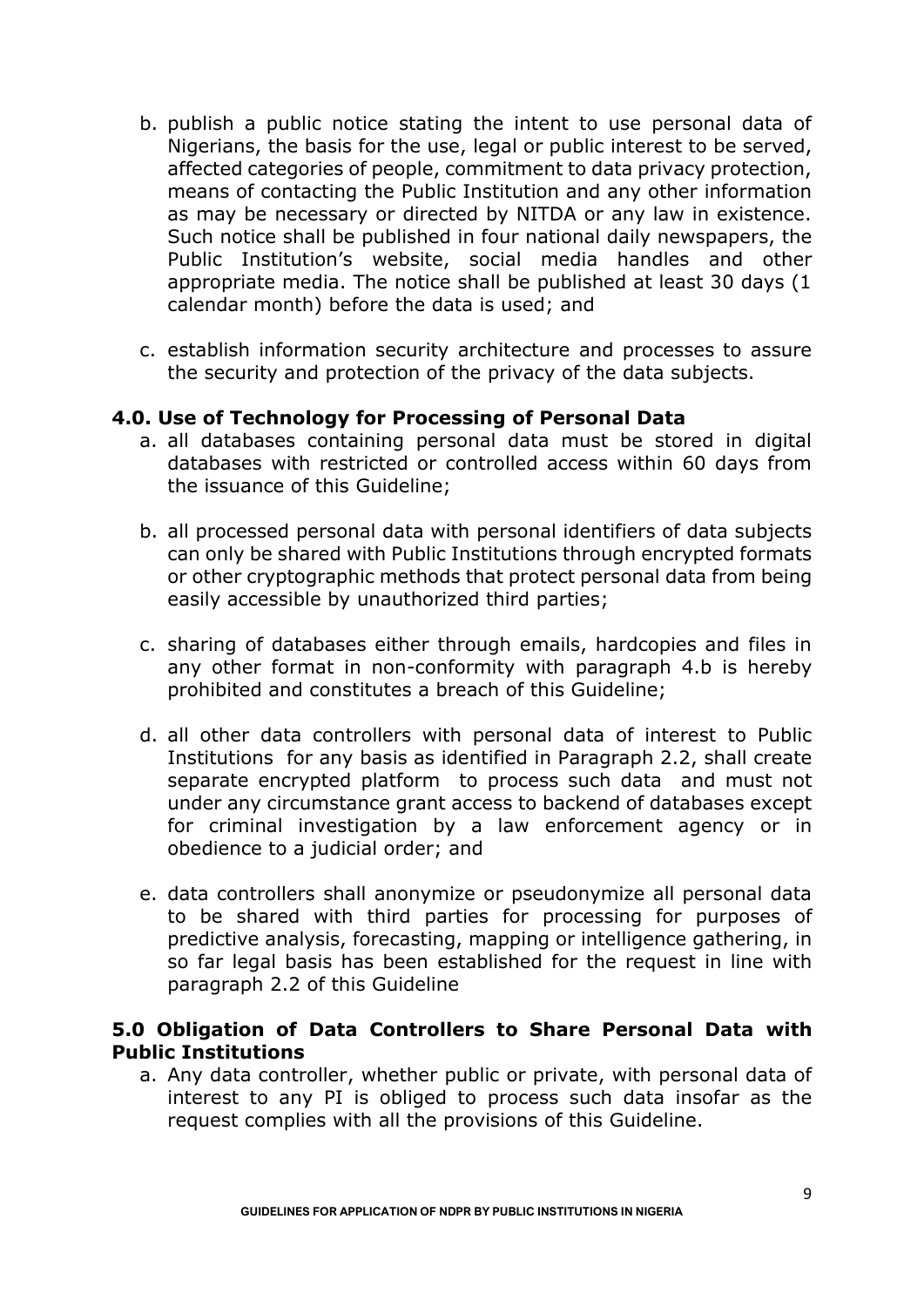b. publish a public notice stating the intent to use personal data of Nigerians, the basis for the use, legal or public interest to be served, affected categories of people, commitment to data privacy protection, means of contacting the Public Institution and any other information as may be necessary or directed by NITDA or any law in existence. Such notice shall be published in four national daily newspapers, the Public Institution's website, social media handles and other appropriate media. The notice shall be published at least 30 days (1 calendar month) before the data is used; and

c. establish information security architecture and processes to assure the security and protection of the privacy of the data subjects.

### 4.0. Use of Technology for Processing of Personal Data

a. all databases containing personal data must be stored in digital databases with restricted or controlled access within 60 days from the issuance of this Guideline;

b. all processed personal data with personal identifiers of data subjects can only be shared with Public Institutions through encrypted formats or other cryptographic methods that protect personal data from being easily accessible by unauthorized third parties;

c. sharing of databases either through emails, hardcopies and files in any other format in non-conformity with paragraph 4.b is hereby prohibited and constitutes a breach of this Guideline;

d. all other data controllers with personal data of interest to Public Institutions for any basis as identified in Paragraph 2.2, shall create separate encrypted platform to process such data and must not under any circumstance grant access to backend of databases except for criminal investigation by a law enforcement agency or in obedience to a judicial order; and

e. data controllers shall anonymize or pseudonymize all personal data to be shared with third parties for processing for purposes of predictive analysis, forecasting, mapping or intelligence gathering, in so far legal basis has been established for the request in line with paragraph 2.2 of this Guideline

### 5.0 Obligation of Data Controllers to Share Personal Data with Public Institutions

a. Any data controller, whether public or private, with personal data of interest to any PI is obliged to process such data insofar as the request complies with all the provisions of this Guideline.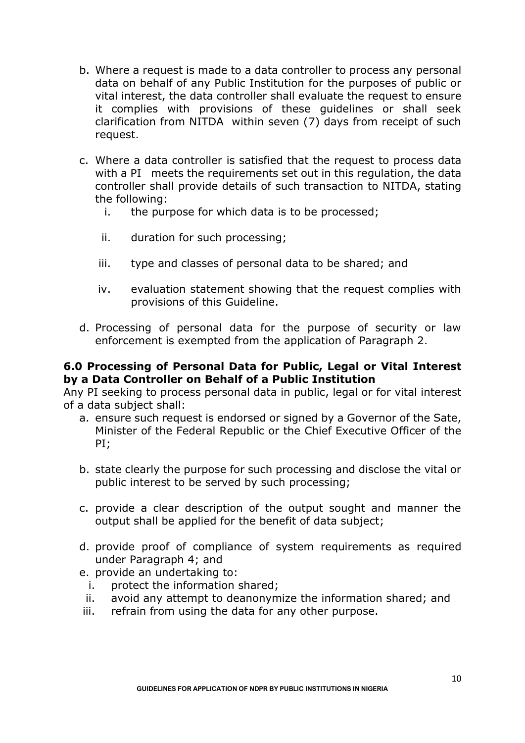b. Where a request is made to a data controller to process any personal data on behalf of any Public Institution for the purposes of public or vital interest, the data controller shall evaluate the request to ensure it complies with provisions of these guidelines or shall seek clarification from NITDA within seven (7) days from receipt of such request.

c. Where a data controller is satisfied that the request to process data with a PI meets the requirements set out in this regulation, the data controller shall provide details of such transaction to NITDA, stating the following:
   i. the purpose for which data is to be processed;
   ii. duration for such processing;
   iii. type and classes of personal data to be shared; and
   iv. evaluation statement showing that the request complies with provisions of this Guideline.

d. Processing of personal data for the purpose of security or law enforcement is exempted from the application of Paragraph 2.

### 6.0 Processing of Personal Data for Public, Legal or Vital Interest by a Data Controller on Behalf of a Public Institution

Any PI seeking to process personal data in public, legal or for vital interest of a data subject shall:

a. ensure such request is endorsed or signed by a Governor of the Sate, Minister of the Federal Republic or the Chief Executive Officer of the PI;

b. state clearly the purpose for such processing and disclose the vital or public interest to be served by such processing;

c. provide a clear description of the output sought and manner the output shall be applied for the benefit of data subject;

d. provide proof of compliance of system requirements as required under Paragraph 4; and

e. provide an undertaking to:
   i. protect the information shared;
   ii. avoid any attempt to deanonymize the information shared; and
   iii. refrain from using the data for any other purpose.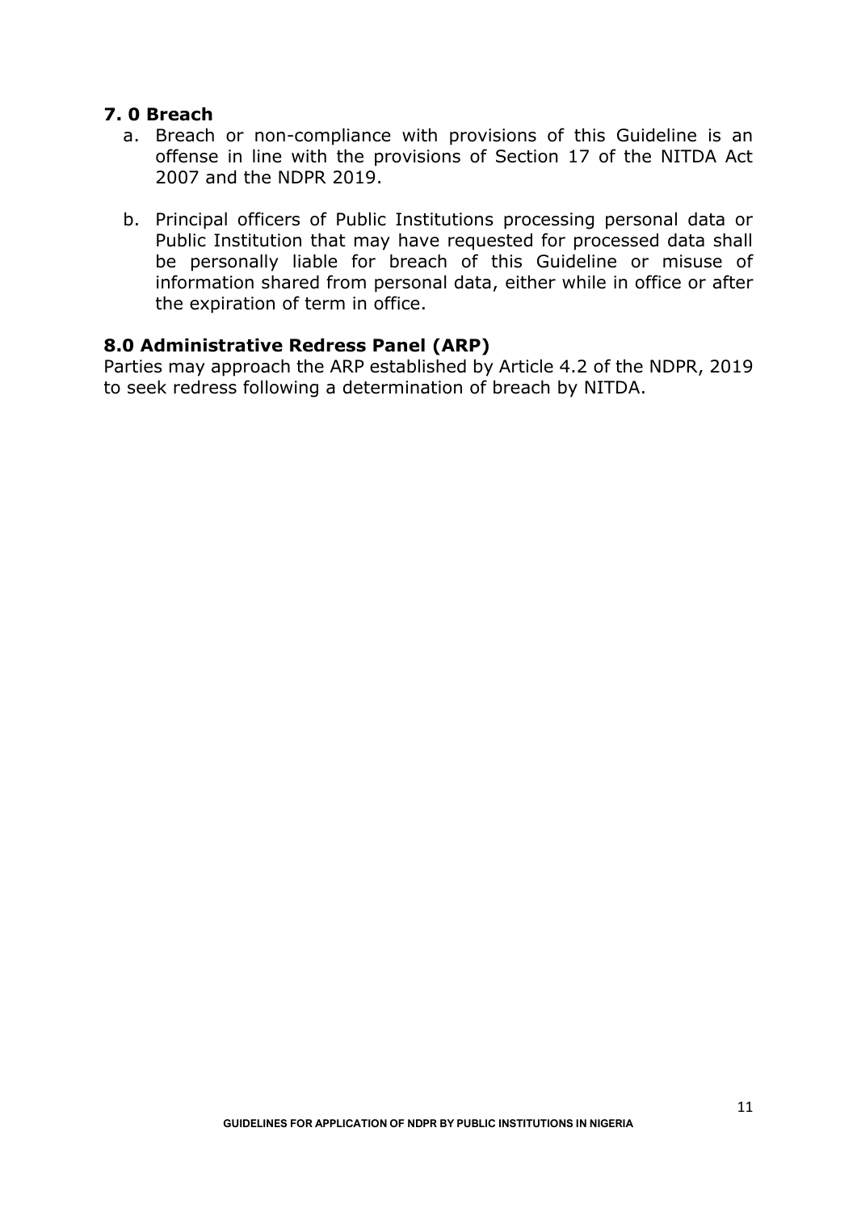## 7. 0 Breach

a. Breach or non-compliance with provisions of this Guideline is an offense in line with the provisions of Section 17 of the NITDA Act 2007 and the NDPR 2019.

b. Principal officers of Public Institutions processing personal data or Public Institution that may have requested for processed data shall be personally liable for breach of this Guideline or misuse of information shared from personal data, either while in office or after the expiration of term in office.

## 8.0 Administrative Redress Panel (ARP)

Parties may approach the ARP established by Article 4.2 of the NDPR, 2019 to seek redress following a determination of breach by NITDA.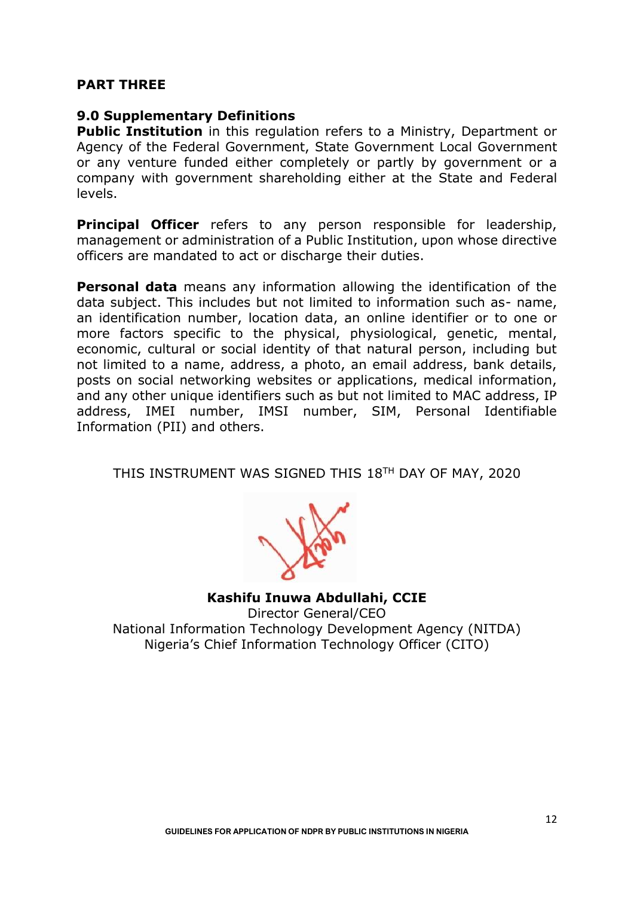## PART THREE

### 9.0 Supplementary Definitions

**Public Institution** in this regulation refers to a Ministry, Department or Agency of the Federal Government, State Government Local Government or any venture funded either completely or partly by government or a company with government shareholding either at the State and Federal levels.

**Principal Officer** refers to any person responsible for leadership, management or administration of a Public Institution, upon whose directive officers are mandated to act or discharge their duties.

**Personal data** means any information allowing the identification of the data subject. This includes but not limited to information such as- name, an identification number, location data, an online identifier or to one or more factors specific to the physical, physiological, genetic, mental, economic, cultural or social identity of that natural person, including but not limited to a name, address, a photo, an email address, bank details, posts on social networking websites or applications, medical information, and any other unique identifiers such as but not limited to MAC address, IP address, IMEI number, IMSI number, SIM, Personal Identifiable Information (PII) and others.

THIS INSTRUMENT WAS SIGNED THIS 18TH DAY OF MAY, 2020

**Kashifu Inuwa Abdullahi, CCIE**
Director General/CEO
National Information Technology Development Agency (NITDA)
Nigeria's Chief Information Technology Officer (CITO)